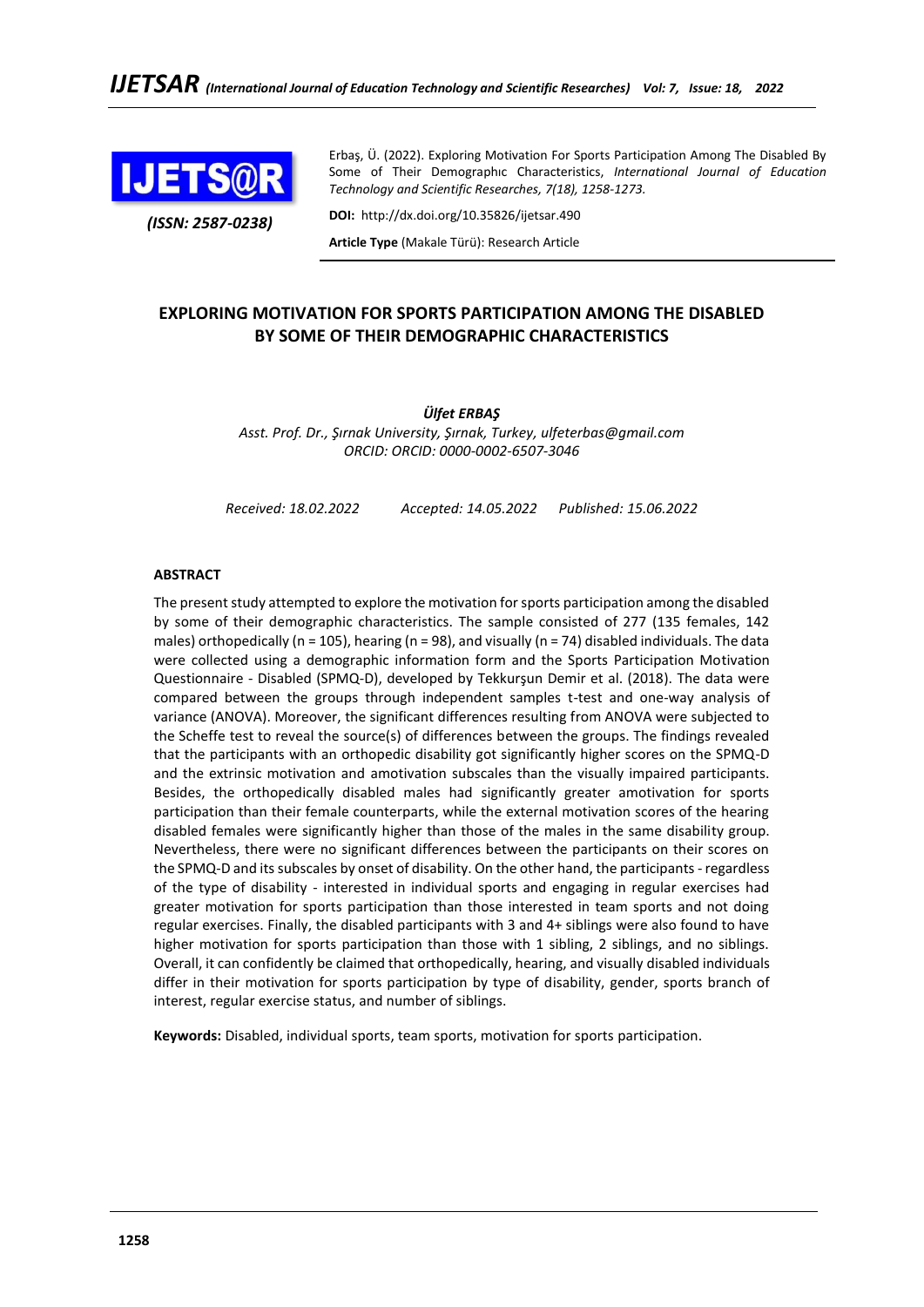Erbaş, Ü. (2022). Exploring Motivation For Sports Participation Among The Disabled By Some of Their Demographıc Characteristics, *International Journal of Education Technology and Scientific Researches, 7(18), 1258-1273.*

*(ISSN: 2587-0238)*

**DOI:** http://dx.doi.org/10.35826/ijetsar.490

**Article Type** (Makale Türü): Research Article

# EXPLORING MOTIVATION FOR SPORTS PARTICIPATION AMONG THE DISABLED BY SOME OF THEIR DEMOGRAPHIC CHARACTERISTICS

***Ülfet ERBAŞ***

*Asst. Prof. Dr., Şırnak University, Şırnak, Turkey, ulfeterbas@gmail.com*

*ORCID: ORCID: 0000-0002-6507-3046*

*Received: 18.02.2022 Accepted: 14.05.2022 Published: 15.06.2022*

## ABSTRACT

The present study attempted to explore the motivation for sports participation among the disabled by some of their demographic characteristics. The sample consisted of 277 (135 females, 142 males) orthopedically (n = 105), hearing (n = 98), and visually (n = 74) disabled individuals. The data were collected using a demographic information form and the Sports Participation Motivation Questionnaire - Disabled (SPMQ-D), developed by Tekkurşun Demir et al. (2018). The data were compared between the groups through independent samples t-test and one-way analysis of variance (ANOVA). Moreover, the significant differences resulting from ANOVA were subjected to the Scheffe test to reveal the source(s) of differences between the groups. The findings revealed that the participants with an orthopedic disability got significantly higher scores on the SPMQ-D and the extrinsic motivation and amotivation subscales than the visually impaired participants. Besides, the orthopedically disabled males had significantly greater amotivation for sports participation than their female counterparts, while the external motivation scores of the hearing disabled females were significantly higher than those of the males in the same disability group. Nevertheless, there were no significant differences between the participants on their scores on the SPMQ-D and its subscales by onset of disability. On the other hand, the participants - regardless of the type of disability - interested in individual sports and engaging in regular exercises had greater motivation for sports participation than those interested in team sports and not doing regular exercises. Finally, the disabled participants with 3 and 4+ siblings were also found to have higher motivation for sports participation than those with 1 sibling, 2 siblings, and no siblings. Overall, it can confidently be claimed that orthopedically, hearing, and visually disabled individuals differ in their motivation for sports participation by type of disability, gender, sports branch of interest, regular exercise status, and number of siblings.

**Keywords:** Disabled, individual sports, team sports, motivation for sports participation.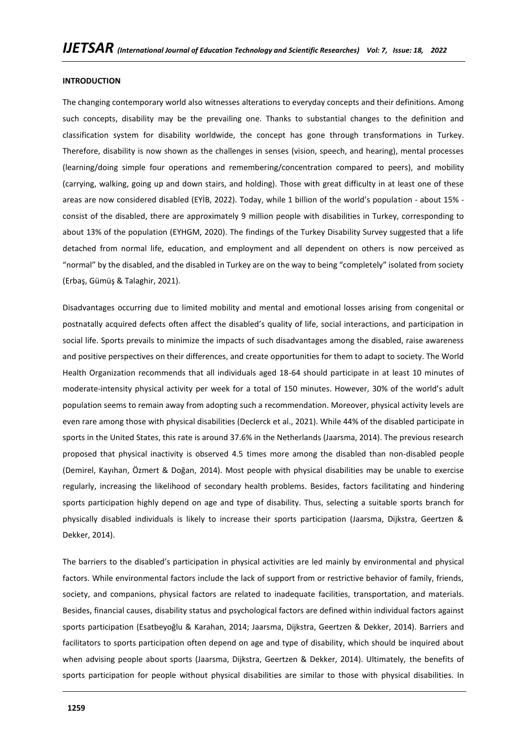**INTRODUCTION**

The changing contemporary world also witnesses alterations to everyday concepts and their definitions. Among such concepts, disability may be the prevailing one. Thanks to substantial changes to the definition and classification system for disability worldwide, the concept has gone through transformations in Turkey. Therefore, disability is now shown as the challenges in senses (vision, speech, and hearing), mental processes (learning/doing simple four operations and remembering/concentration compared to peers), and mobility (carrying, walking, going up and down stairs, and holding). Those with great difficulty in at least one of these areas are now considered disabled (EYİB, 2022). Today, while 1 billion of the world's population - about 15% - consist of the disabled, there are approximately 9 million people with disabilities in Turkey, corresponding to about 13% of the population (EYHGM, 2020). The findings of the Turkey Disability Survey suggested that a life detached from normal life, education, and employment and all dependent on others is now perceived as "normal" by the disabled, and the disabled in Turkey are on the way to being "completely" isolated from society (Erbaş, Gümüş & Talaghir, 2021).

Disadvantages occurring due to limited mobility and mental and emotional losses arising from congenital or postnatally acquired defects often affect the disabled's quality of life, social interactions, and participation in social life. Sports prevails to minimize the impacts of such disadvantages among the disabled, raise awareness and positive perspectives on their differences, and create opportunities for them to adapt to society. The World Health Organization recommends that all individuals aged 18-64 should participate in at least 10 minutes of moderate-intensity physical activity per week for a total of 150 minutes. However, 30% of the world's adult population seems to remain away from adopting such a recommendation. Moreover, physical activity levels are even rare among those with physical disabilities (Declerck et al., 2021). While 44% of the disabled participate in sports in the United States, this rate is around 37.6% in the Netherlands (Jaarsma, 2014). The previous research proposed that physical inactivity is observed 4.5 times more among the disabled than non-disabled people (Demirel, Kayıhan, Özmert & Doğan, 2014). Most people with physical disabilities may be unable to exercise regularly, increasing the likelihood of secondary health problems. Besides, factors facilitating and hindering sports participation highly depend on age and type of disability. Thus, selecting a suitable sports branch for physically disabled individuals is likely to increase their sports participation (Jaarsma, Dijkstra, Geertzen & Dekker, 2014).

The barriers to the disabled's participation in physical activities are led mainly by environmental and physical factors. While environmental factors include the lack of support from or restrictive behavior of family, friends, society, and companions, physical factors are related to inadequate facilities, transportation, and materials. Besides, financial causes, disability status and psychological factors are defined within individual factors against sports participation (Esatbeyoğlu & Karahan, 2014; Jaarsma, Dijkstra, Geertzen & Dekker, 2014). Barriers and facilitators to sports participation often depend on age and type of disability, which should be inquired about when advising people about sports (Jaarsma, Dijkstra, Geertzen & Dekker, 2014). Ultimately, the benefits of sports participation for people without physical disabilities are similar to those with physical disabilities. In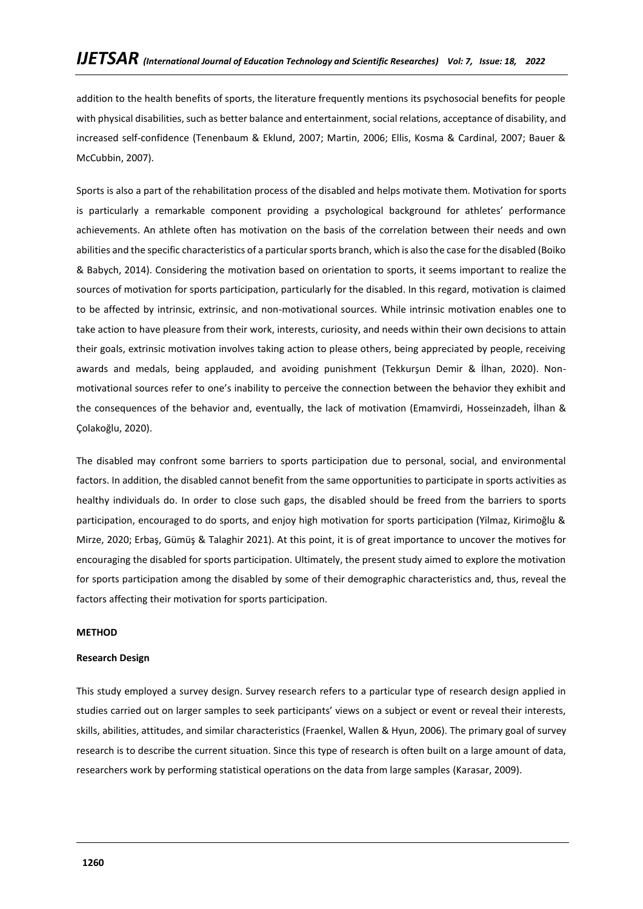addition to the health benefits of sports, the literature frequently mentions its psychosocial benefits for people with physical disabilities, such as better balance and entertainment, social relations, acceptance of disability, and increased self-confidence (Tenenbaum & Eklund, 2007; Martin, 2006; Ellis, Kosma & Cardinal, 2007; Bauer & McCubbin, 2007).

Sports is also a part of the rehabilitation process of the disabled and helps motivate them. Motivation for sports is particularly a remarkable component providing a psychological background for athletes' performance achievements. An athlete often has motivation on the basis of the correlation between their needs and own abilities and the specific characteristics of a particular sports branch, which is also the case for the disabled (Boiko & Babych, 2014). Considering the motivation based on orientation to sports, it seems important to realize the sources of motivation for sports participation, particularly for the disabled. In this regard, motivation is claimed to be affected by intrinsic, extrinsic, and non-motivational sources. While intrinsic motivation enables one to take action to have pleasure from their work, interests, curiosity, and needs within their own decisions to attain their goals, extrinsic motivation involves taking action to please others, being appreciated by people, receiving awards and medals, being applauded, and avoiding punishment (Tekkurşun Demir & İlhan, 2020). Non-motivational sources refer to one's inability to perceive the connection between the behavior they exhibit and the consequences of the behavior and, eventually, the lack of motivation (Emamvirdi, Hosseinzadeh, İlhan & Çolakoğlu, 2020).

The disabled may confront some barriers to sports participation due to personal, social, and environmental factors. In addition, the disabled cannot benefit from the same opportunities to participate in sports activities as healthy individuals do. In order to close such gaps, the disabled should be freed from the barriers to sports participation, encouraged to do sports, and enjoy high motivation for sports participation (Yilmaz, Kirimoğlu & Mirze, 2020; Erbaş, Gümüş & Talaghir 2021). At this point, it is of great importance to uncover the motives for encouraging the disabled for sports participation. Ultimately, the present study aimed to explore the motivation for sports participation among the disabled by some of their demographic characteristics and, thus, reveal the factors affecting their motivation for sports participation.

## METHOD

### Research Design

This study employed a survey design. Survey research refers to a particular type of research design applied in studies carried out on larger samples to seek participants' views on a subject or event or reveal their interests, skills, abilities, attitudes, and similar characteristics (Fraenkel, Wallen & Hyun, 2006). The primary goal of survey research is to describe the current situation. Since this type of research is often built on a large amount of data, researchers work by performing statistical operations on the data from large samples (Karasar, 2009).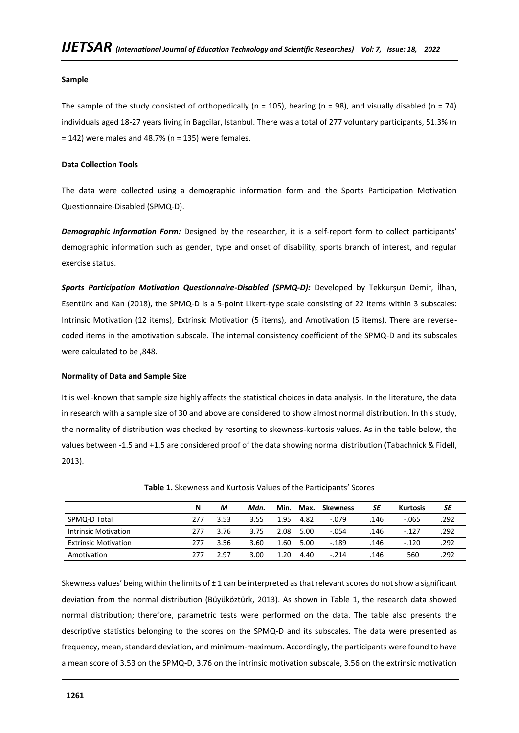**Sample**

The sample of the study consisted of orthopedically (n = 105), hearing (n = 98), and visually disabled (n = 74) individuals aged 18-27 years living in Bagcilar, Istanbul. There was a total of 277 voluntary participants, 51.3% (n = 142) were males and 48.7% (n = 135) were females.

**Data Collection Tools**

The data were collected using a demographic information form and the Sports Participation Motivation Questionnaire-Disabled (SPMQ-D).

***Demographic Information Form:*** Designed by the researcher, it is a self-report form to collect participants' demographic information such as gender, type and onset of disability, sports branch of interest, and regular exercise status.

***Sports Participation Motivation Questionnaire-Disabled (SPMQ-D):*** Developed by Tekkurşun Demir, İlhan, Esentürk and Kan (2018), the SPMQ-D is a 5-point Likert-type scale consisting of 22 items within 3 subscales: Intrinsic Motivation (12 items), Extrinsic Motivation (5 items), and Amotivation (5 items). There are reverse-coded items in the amotivation subscale. The internal consistency coefficient of the SPMQ-D and its subscales were calculated to be ,848.

**Normality of Data and Sample Size**

It is well-known that sample size highly affects the statistical choices in data analysis. In the literature, the data in research with a sample size of 30 and above are considered to show almost normal distribution. In this study, the normality of distribution was checked by resorting to skewness-kurtosis values. As in the table below, the values between -1.5 and +1.5 are considered proof of the data showing normal distribution (Tabachnick & Fidell, 2013).

**Table 1.** Skewness and Kurtosis Values of the Participants' Scores

| | N | *M* | *Mdn.* | Min. | Max. | Skewness | *SE* | Kurtosis | *SE* |
|---|---|---|---|---|---|---|---|---|---|
| SPMQ-D Total | 277 | 3.53 | 3.55 | 1.95 | 4.82 | -.079 | .146 | -.065 | .292 |
| Intrinsic Motivation | 277 | 3.76 | 3.75 | 2.08 | 5.00 | -.054 | .146 | -.127 | .292 |
| Extrinsic Motivation | 277 | 3.56 | 3.60 | 1.60 | 5.00 | -.189 | .146 | -.120 | .292 |
| Amotivation | 277 | 2.97 | 3.00 | 1.20 | 4.40 | -.214 | .146 | .560 | .292 |

Skewness values' being within the limits of ± 1 can be interpreted as that relevant scores do not show a significant deviation from the normal distribution (Büyüköztürk, 2013). As shown in Table 1, the research data showed normal distribution; therefore, parametric tests were performed on the data. The table also presents the descriptive statistics belonging to the scores on the SPMQ-D and its subscales. The data were presented as frequency, mean, standard deviation, and minimum-maximum. Accordingly, the participants were found to have a mean score of 3.53 on the SPMQ-D, 3.76 on the intrinsic motivation subscale, 3.56 on the extrinsic motivation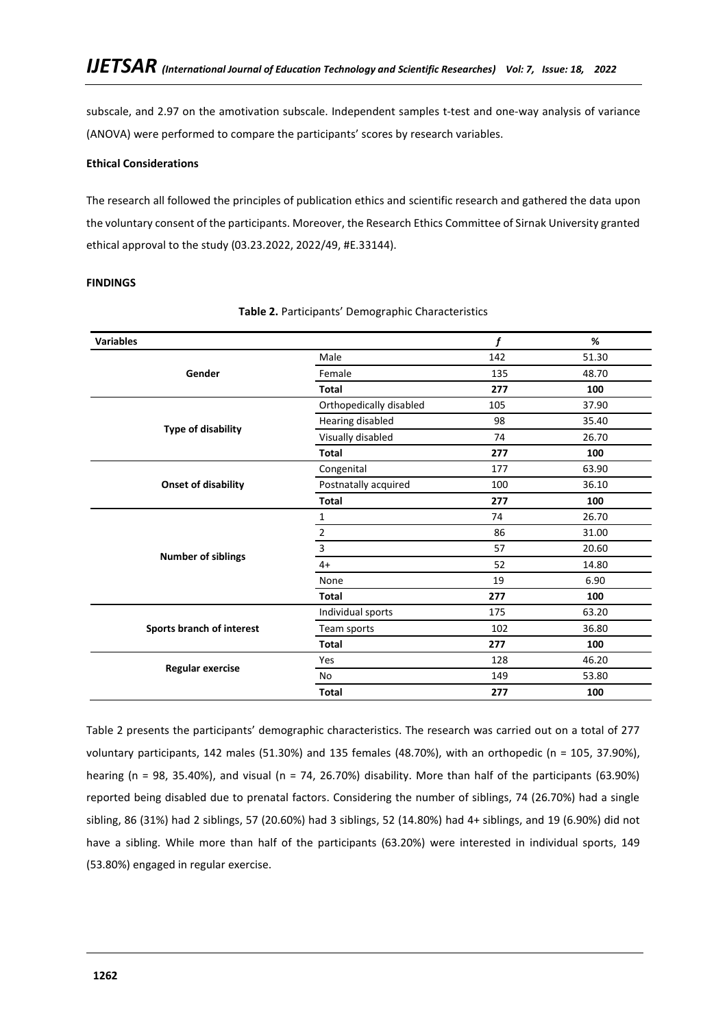subscale, and 2.97 on the amotivation subscale. Independent samples t-test and one-way analysis of variance (ANOVA) were performed to compare the participants' scores by research variables.

**Ethical Considerations**

The research all followed the principles of publication ethics and scientific research and gathered the data upon the voluntary consent of the participants. Moreover, the Research Ethics Committee of Sirnak University granted ethical approval to the study (03.23.2022, 2022/49, #E.33144).

## FINDINGS

**Table 2.** Participants' Demographic Characteristics

| Variables | | *f* | % |
|---|---|---|---|
| **Gender** | Male | 142 | 51.30 |
| | Female | 135 | 48.70 |
| | **Total** | **277** | **100** |
| **Type of disability** | Orthopedically disabled | 105 | 37.90 |
| | Hearing disabled | 98 | 35.40 |
| | Visually disabled | 74 | 26.70 |
| | **Total** | **277** | **100** |
| **Onset of disability** | Congenital | 177 | 63.90 |
| | Postnatally acquired | 100 | 36.10 |
| | **Total** | **277** | **100** |
| **Number of siblings** | 1 | 74 | 26.70 |
| | 2 | 86 | 31.00 |
| | 3 | 57 | 20.60 |
| | 4+ | 52 | 14.80 |
| | None | 19 | 6.90 |
| | **Total** | **277** | **100** |
| **Sports branch of interest** | Individual sports | 175 | 63.20 |
| | Team sports | 102 | 36.80 |
| | **Total** | **277** | **100** |
| **Regular exercise** | Yes | 128 | 46.20 |
| | No | 149 | 53.80 |
| | **Total** | **277** | **100** |

Table 2 presents the participants' demographic characteristics. The research was carried out on a total of 277 voluntary participants, 142 males (51.30%) and 135 females (48.70%), with an orthopedic (n = 105, 37.90%), hearing (n = 98, 35.40%), and visual (n = 74, 26.70%) disability. More than half of the participants (63.90%) reported being disabled due to prenatal factors. Considering the number of siblings, 74 (26.70%) had a single sibling, 86 (31%) had 2 siblings, 57 (20.60%) had 3 siblings, 52 (14.80%) had 4+ siblings, and 19 (6.90%) did not have a sibling. While more than half of the participants (63.20%) were interested in individual sports, 149 (53.80%) engaged in regular exercise.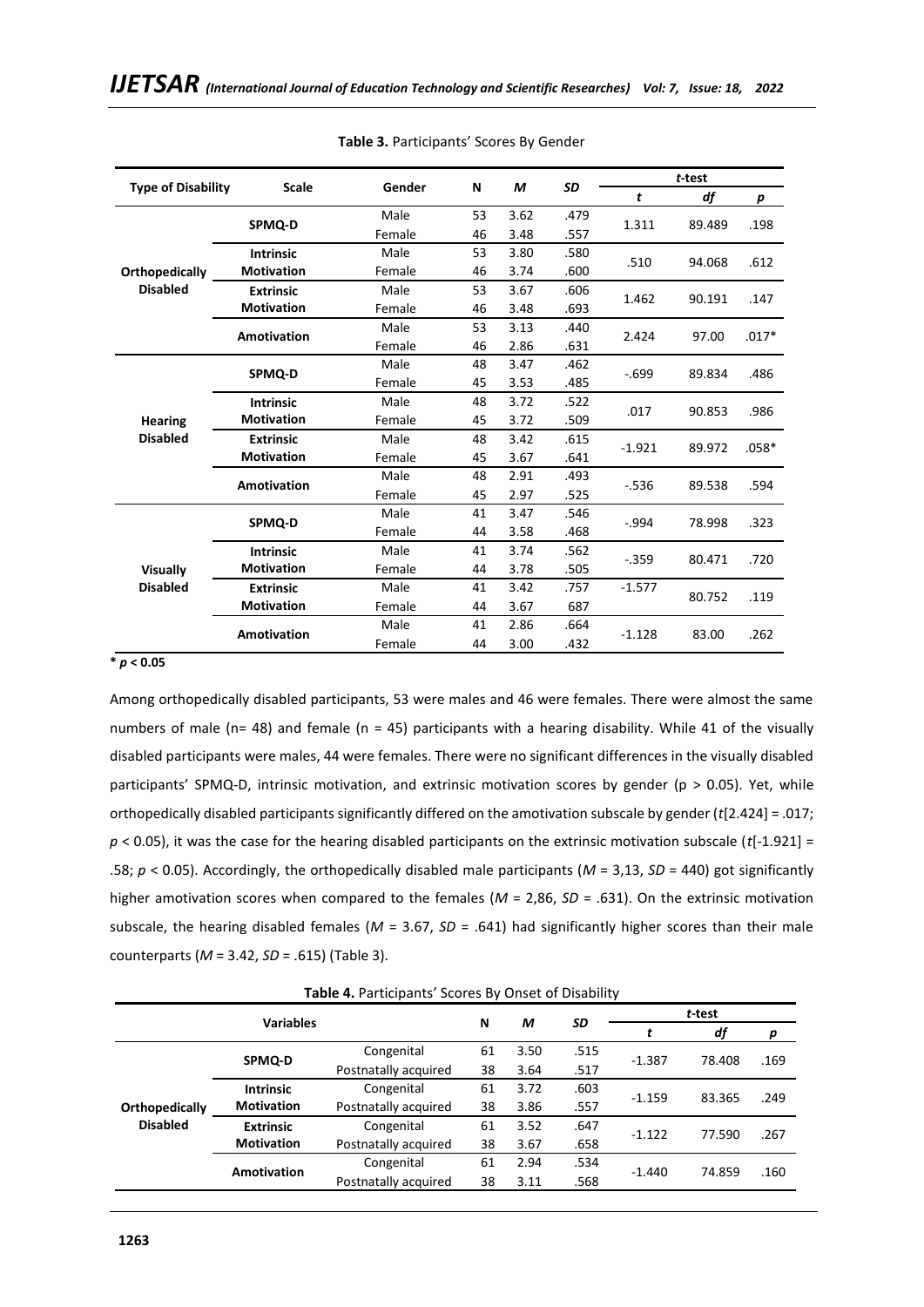**Table 3.** Participants' Scores By Gender

| Type of Disability | Scale | Gender | N | *M* | *SD* | *t*-test | | |
|---|---|---|---|---|---|---|---|---|
| | | | | | | *t* | *df* | *p* |
| Orthopedically Disabled | SPMQ-D | Male | 53 | 3.62 | .479 | 1.311 | 89.489 | .198 |
| | | Female | 46 | 3.48 | .557 | | | |
| | Intrinsic Motivation | Male | 53 | 3.80 | .580 | .510 | 94.068 | .612 |
| | | Female | 46 | 3.74 | .600 | | | |
| | Extrinsic Motivation | Male | 53 | 3.67 | .606 | 1.462 | 90.191 | .147 |
| | | Female | 46 | 3.48 | .693 | | | |
| | Amotivation | Male | 53 | 3.13 | .440 | 2.424 | 97.00 | .017* |
| | | Female | 46 | 2.86 | .631 | | | |
| Hearing Disabled | SPMQ-D | Male | 48 | 3.47 | .462 | -.699 | 89.834 | .486 |
| | | Female | 45 | 3.53 | .485 | | | |
| | Intrinsic Motivation | Male | 48 | 3.72 | .522 | .017 | 90.853 | .986 |
| | | Female | 45 | 3.72 | .509 | | | |
| | Extrinsic Motivation | Male | 48 | 3.42 | .615 | -1.921 | 89.972 | .058* |
| | | Female | 45 | 3.67 | .641 | | | |
| | Amotivation | Male | 48 | 2.91 | .493 | -.536 | 89.538 | .594 |
| | | Female | 45 | 2.97 | .525 | | | |
| Visually Disabled | SPMQ-D | Male | 41 | 3.47 | .546 | -.994 | 78.998 | .323 |
| | | Female | 44 | 3.58 | .468 | | | |
| | Intrinsic Motivation | Male | 41 | 3.74 | .562 | -.359 | 80.471 | .720 |
| | | Female | 44 | 3.78 | .505 | | | |
| | Extrinsic Motivation | Male | 41 | 3.42 | .757 | -1.577 | 80.752 | .119 |
| | | Female | 44 | 3.67 | 687 | | | |
| | Amotivation | Male | 41 | 2.86 | .664 | -1.128 | 83.00 | .262 |
| | | Female | 44 | 3.00 | .432 | | | |

**\* $p < 0.05$**

Among orthopedically disabled participants, 53 were males and 46 were females. There were almost the same numbers of male (n= 48) and female (n = 45) participants with a hearing disability. While 41 of the visually disabled participants were males, 44 were females. There were no significant differences in the visually disabled participants' SPMQ-D, intrinsic motivation, and extrinsic motivation scores by gender (p > 0.05). Yet, while orthopedically disabled participants significantly differed on the amotivation subscale by gender ($t$[2.424] = .017; $p < 0.05$), it was the case for the hearing disabled participants on the extrinsic motivation subscale ($t$[-1.921] = .58; $p < 0.05$). Accordingly, the orthopedically disabled male participants (*M* = 3,13, *SD* = 440) got significantly higher amotivation scores when compared to the females (*M* = 2,86, *SD* = .631). On the extrinsic motivation subscale, the hearing disabled females (*M* = 3.67, *SD* = .641) had significantly higher scores than their male counterparts (*M* = 3.42, *SD* = .615) (Table 3).

**Table 4.** Participants' Scores By Onset of Disability

| Variables | | | N | *M* | *SD* | *t*-test | | |
|---|---|---|---|---|---|---|---|---|
| | | | | | | *t* | *df* | *p* |
| Orthopedically Disabled | SPMQ-D | Congenital | 61 | 3.50 | .515 | -1.387 | 78.408 | .169 |
| | | Postnatally acquired | 38 | 3.64 | .517 | | | |
| | Intrinsic Motivation | Congenital | 61 | 3.72 | .603 | -1.159 | 83.365 | .249 |
| | | Postnatally acquired | 38 | 3.86 | .557 | | | |
| | Extrinsic Motivation | Congenital | 61 | 3.52 | .647 | -1.122 | 77.590 | .267 |
| | | Postnatally acquired | 38 | 3.67 | .658 | | | |
| | Amotivation | Congenital | 61 | 2.94 | .534 | -1.440 | 74.859 | .160 |
| | | Postnatally acquired | 38 | 3.11 | .568 | | | |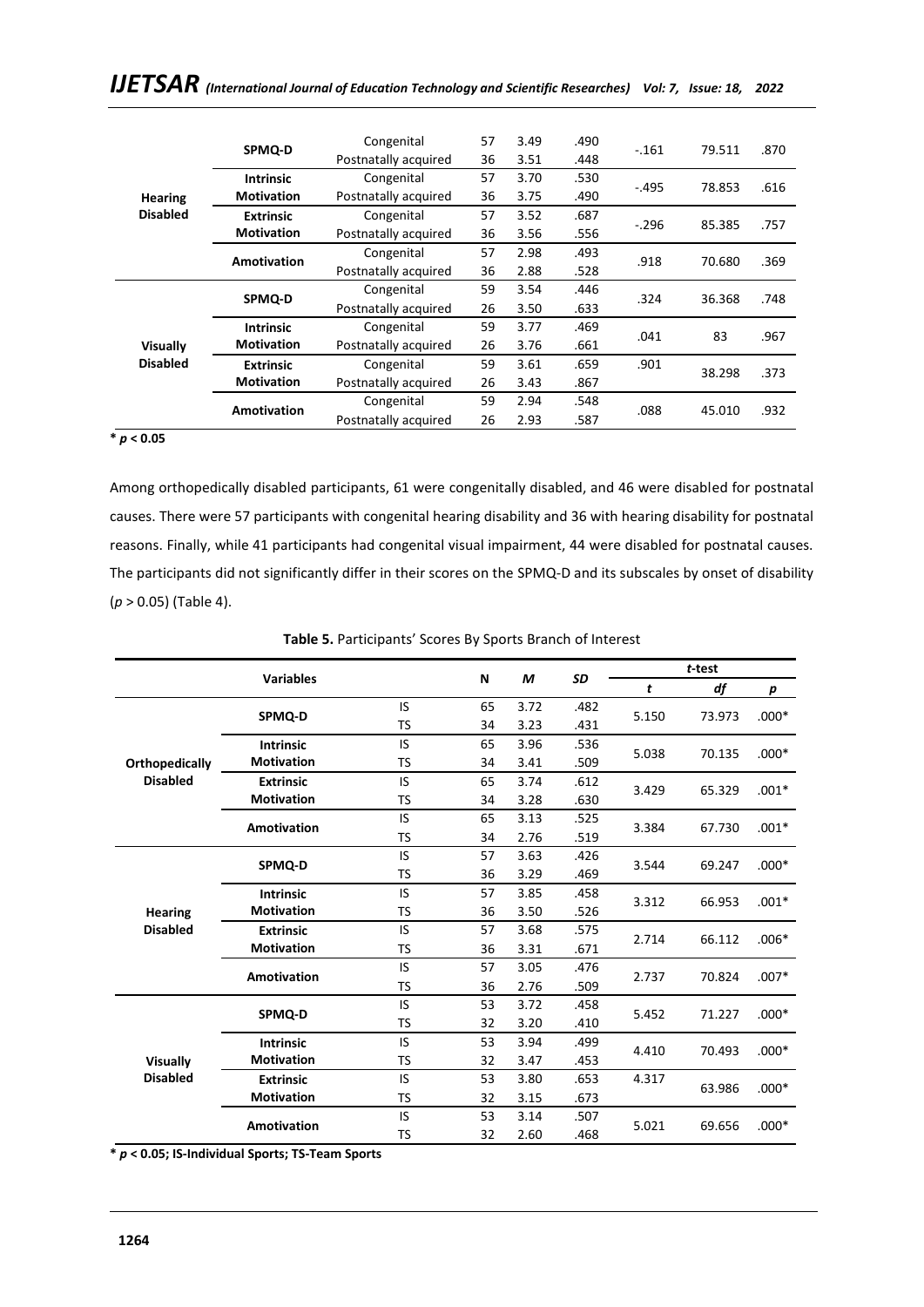| | | | N | M | SD | t | df | p |
|---|---|---|---|---|---|---|---|---|
| Hearing Disabled | SPMQ-D | Congenital | 57 | 3.49 | .490 | -.161 | 79.511 | .870 |
| | | Postnatally acquired | 36 | 3.51 | .448 | | | |
| | Intrinsic Motivation | Congenital | 57 | 3.70 | .530 | -.495 | 78.853 | .616 |
| | | Postnatally acquired | 36 | 3.75 | .490 | | | |
| | Extrinsic Motivation | Congenital | 57 | 3.52 | .687 | -.296 | 85.385 | .757 |
| | | Postnatally acquired | 36 | 3.56 | .556 | | | |
| | Amotivation | Congenital | 57 | 2.98 | .493 | .918 | 70.680 | .369 |
| | | Postnatally acquired | 36 | 2.88 | .528 | | | |
| Visually Disabled | SPMQ-D | Congenital | 59 | 3.54 | .446 | .324 | 36.368 | .748 |
| | | Postnatally acquired | 26 | 3.50 | .633 | | | |
| | Intrinsic Motivation | Congenital | 59 | 3.77 | .469 | .041 | 83 | .967 |
| | | Postnatally acquired | 26 | 3.76 | .661 | | | |
| | Extrinsic Motivation | Congenital | 59 | 3.61 | .659 | .901 | 38.298 | .373 |
| | | Postnatally acquired | 26 | 3.43 | .867 | | | |
| | Amotivation | Congenital | 59 | 2.94 | .548 | .088 | 45.010 | .932 |
| | | Postnatally acquired | 26 | 2.93 | .587 | | | |

**\*** $p < 0.05$

Among orthopedically disabled participants, 61 were congenitally disabled, and 46 were disabled for postnatal causes. There were 57 participants with congenital hearing disability and 36 with hearing disability for postnatal reasons. Finally, while 41 participants had congenital visual impairment, 44 were disabled for postnatal causes. The participants did not significantly differ in their scores on the SPMQ-D and its subscales by onset of disability ($p > 0.05$) (Table 4).

**Table 5.** Participants' Scores By Sports Branch of Interest

| Variables | | | N | M | SD | t-test | | |
|---|---|---|---|---|---|---|---|---|
| | | | | | | t | df | p |
| Orthopedically Disabled | SPMQ-D | IS | 65 | 3.72 | .482 | 5.150 | 73.973 | .000* |
| | | TS | 34 | 3.23 | .431 | | | |
| | Intrinsic Motivation | IS | 65 | 3.96 | .536 | 5.038 | 70.135 | .000* |
| | | TS | 34 | 3.41 | .509 | | | |
| | Extrinsic Motivation | IS | 65 | 3.74 | .612 | 3.429 | 65.329 | .001* |
| | | TS | 34 | 3.28 | .630 | | | |
| | Amotivation | IS | 65 | 3.13 | .525 | 3.384 | 67.730 | .001* |
| | | TS | 34 | 2.76 | .519 | | | |
| Hearing Disabled | SPMQ-D | IS | 57 | 3.63 | .426 | 3.544 | 69.247 | .000* |
| | | TS | 36 | 3.29 | .469 | | | |
| | Intrinsic Motivation | IS | 57 | 3.85 | .458 | 3.312 | 66.953 | .001* |
| | | TS | 36 | 3.50 | .526 | | | |
| | Extrinsic Motivation | IS | 57 | 3.68 | .575 | 2.714 | 66.112 | .006* |
| | | TS | 36 | 3.31 | .671 | | | |
| | Amotivation | IS | 57 | 3.05 | .476 | 2.737 | 70.824 | .007* |
| | | TS | 36 | 2.76 | .509 | | | |
| Visually Disabled | SPMQ-D | IS | 53 | 3.72 | .458 | 5.452 | 71.227 | .000* |
| | | TS | 32 | 3.20 | .410 | | | |
| | Intrinsic Motivation | IS | 53 | 3.94 | .499 | 4.410 | 70.493 | .000* |
| | | TS | 32 | 3.47 | .453 | | | |
| | Extrinsic Motivation | IS | 53 | 3.80 | .653 | 4.317 | 63.986 | .000* |
| | | TS | 32 | 3.15 | .673 | | | |
| | Amotivation | IS | 53 | 3.14 | .507 | 5.021 | 69.656 | .000* |
| | | TS | 32 | 2.60 | .468 | | | |

**\*** $p < 0.05$**; IS-Individual Sports; TS-Team Sports**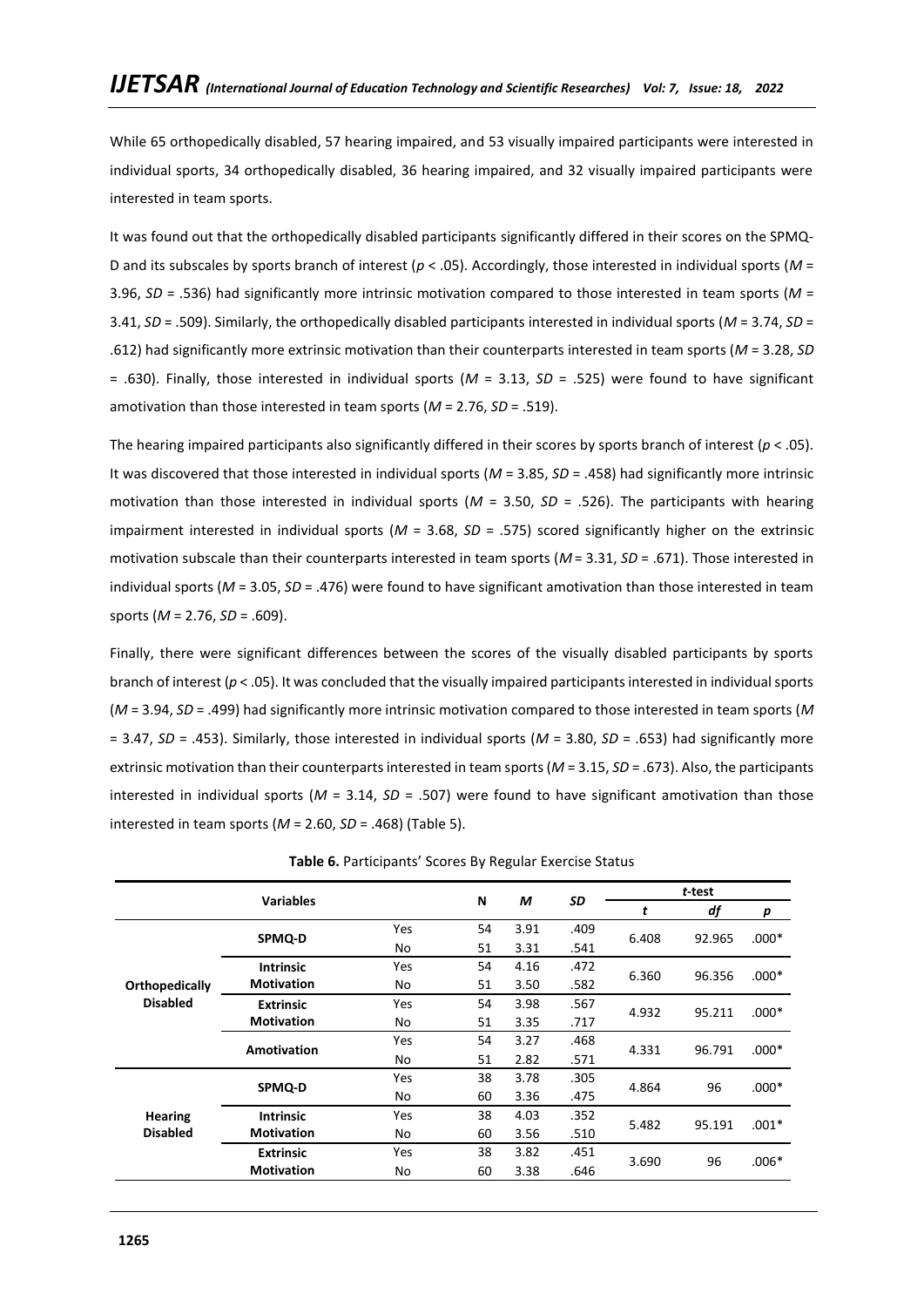While 65 orthopedically disabled, 57 hearing impaired, and 53 visually impaired participants were interested in individual sports, 34 orthopedically disabled, 36 hearing impaired, and 32 visually impaired participants were interested in team sports.

It was found out that the orthopedically disabled participants significantly differed in their scores on the SPMQ-D and its subscales by sports branch of interest ($p < .05$). Accordingly, those interested in individual sports ($M$ = 3.96, $SD$ = .536) had significantly more intrinsic motivation compared to those interested in team sports ($M$ = 3.41, $SD$ = .509). Similarly, the orthopedically disabled participants interested in individual sports ($M$ = 3.74, $SD$ = .612) had significantly more extrinsic motivation than their counterparts interested in team sports ($M$ = 3.28, $SD$ = .630). Finally, those interested in individual sports ($M$ = 3.13, $SD$ = .525) were found to have significant amotivation than those interested in team sports ($M$ = 2.76, $SD$ = .519).

The hearing impaired participants also significantly differed in their scores by sports branch of interest ($p < .05$). It was discovered that those interested in individual sports ($M$ = 3.85, $SD$ = .458) had significantly more intrinsic motivation than those interested in individual sports ($M$ = 3.50, $SD$ = .526). The participants with hearing impairment interested in individual sports ($M$ = 3.68, $SD$ = .575) scored significantly higher on the extrinsic motivation subscale than their counterparts interested in team sports ($M$ = 3.31, $SD$ = .671). Those interested in individual sports ($M$ = 3.05, $SD$ = .476) were found to have significant amotivation than those interested in team sports ($M$ = 2.76, $SD$ = .609).

Finally, there were significant differences between the scores of the visually disabled participants by sports branch of interest ($p < .05$). It was concluded that the visually impaired participants interested in individual sports ($M$ = 3.94, $SD$ = .499) had significantly more intrinsic motivation compared to those interested in team sports ($M$ = 3.47, $SD$ = .453). Similarly, those interested in individual sports ($M$ = 3.80, $SD$ = .653) had significantly more extrinsic motivation than their counterparts interested in team sports ($M$ = 3.15, $SD$ = .673). Also, the participants interested in individual sports ($M$ = 3.14, $SD$ = .507) were found to have significant amotivation than those interested in team sports ($M$ = 2.60, $SD$ = .468) (Table 5).

**Table 6.** Participants' Scores By Regular Exercise Status

| Variables | | | N | *M* | *SD* | *t*-test | | |
|---|---|---|---|---|---|---|---|---|
| | | | | | | *t* | *df* | *p* |
| **Orthopedically Disabled** | **SPMQ-D** | Yes | 54 | 3.91 | .409 | 6.408 | 92.965 | .000* |
| | | No | 51 | 3.31 | .541 | | | |
| | **Intrinsic Motivation** | Yes | 54 | 4.16 | .472 | 6.360 | 96.356 | .000* |
| | | No | 51 | 3.50 | .582 | | | |
| | **Extrinsic Motivation** | Yes | 54 | 3.98 | .567 | 4.932 | 95.211 | .000* |
| | | No | 51 | 3.35 | .717 | | | |
| | **Amotivation** | Yes | 54 | 3.27 | .468 | 4.331 | 96.791 | .000* |
| | | No | 51 | 2.82 | .571 | | | |
| **Hearing Disabled** | **SPMQ-D** | Yes | 38 | 3.78 | .305 | 4.864 | 96 | .000* |
| | | No | 60 | 3.36 | .475 | | | |
| | **Intrinsic Motivation** | Yes | 38 | 4.03 | .352 | 5.482 | 95.191 | .001* |
| | | No | 60 | 3.56 | .510 | | | |
| | **Extrinsic Motivation** | Yes | 38 | 3.82 | .451 | 3.690 | 96 | .006* |
| | | No | 60 | 3.38 | .646 | | | |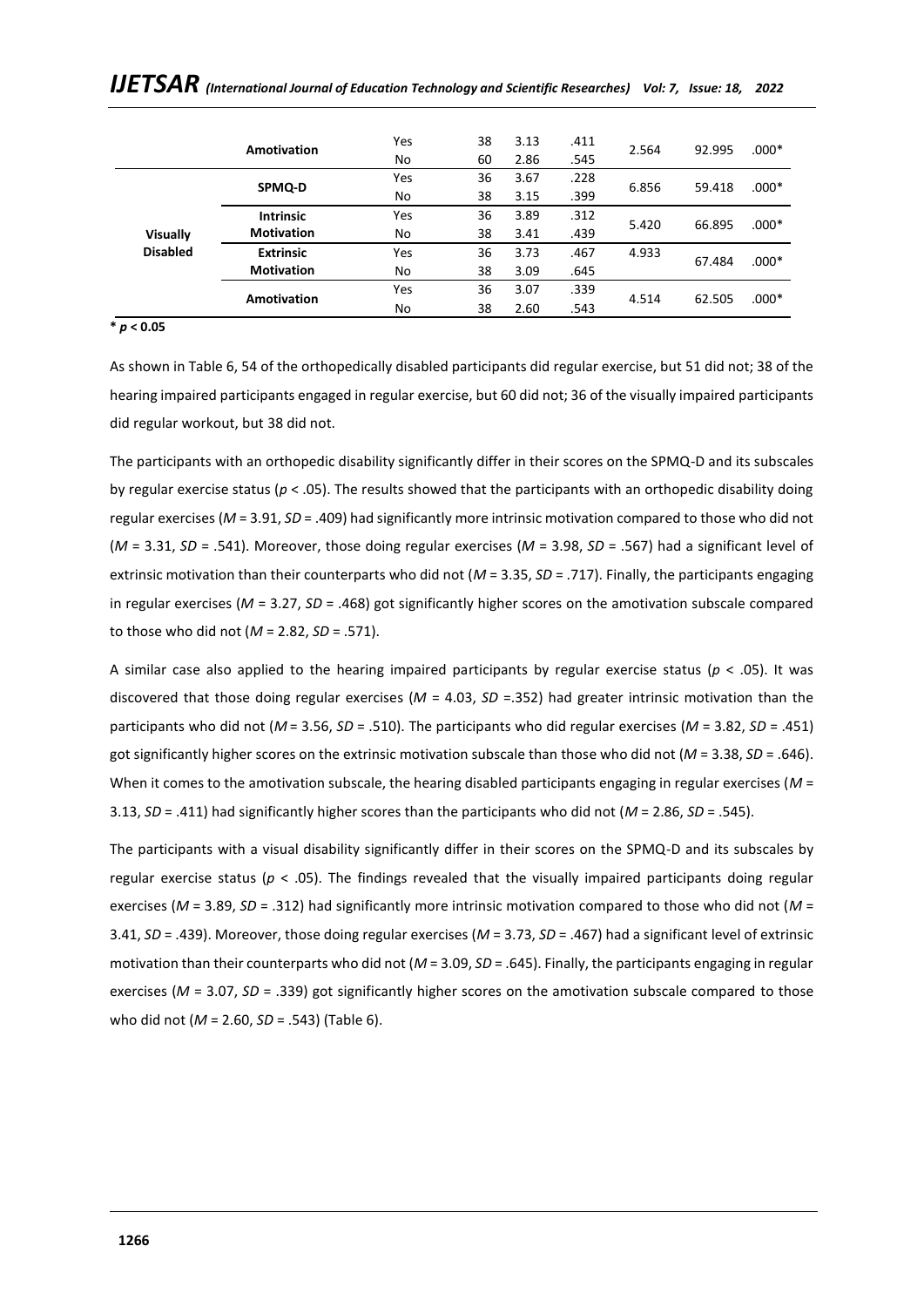| | | | | | | | | |
|---|---|---|---|---|---|---|---|---|
| | **Amotivation** | Yes | 38 | 3.13 | .411 | 2.564 | 92.995 | .000* |
| | | No | 60 | 2.86 | .545 | | | |
| **Visually Disabled** | **SPMQ-D** | Yes | 36 | 3.67 | .228 | 6.856 | 59.418 | .000* |
| | | No | 38 | 3.15 | .399 | | | |
| | **Intrinsic Motivation** | Yes | 36 | 3.89 | .312 | 5.420 | 66.895 | .000* |
| | | No | 38 | 3.41 | .439 | | | |
| | **Extrinsic Motivation** | Yes | 36 | 3.73 | .467 | 4.933 | 67.484 | .000* |
| | | No | 38 | 3.09 | .645 | | | |
| | **Amotivation** | Yes | 36 | 3.07 | .339 | 4.514 | 62.505 | .000* |
| | | No | 38 | 2.60 | .543 | | | |

**$* p < 0.05$**

As shown in Table 6, 54 of the orthopedically disabled participants did regular exercise, but 51 did not; 38 of the hearing impaired participants engaged in regular exercise, but 60 did not; 36 of the visually impaired participants did regular workout, but 38 did not.

The participants with an orthopedic disability significantly differ in their scores on the SPMQ-D and its subscales by regular exercise status ($p < .05$). The results showed that the participants with an orthopedic disability doing regular exercises ($M = 3.91$, $SD = .409$) had significantly more intrinsic motivation compared to those who did not ($M = 3.31$, $SD = .541$). Moreover, those doing regular exercises ($M = 3.98$, $SD = .567$) had a significant level of extrinsic motivation than their counterparts who did not ($M = 3.35$, $SD = .717$). Finally, the participants engaging in regular exercises ($M = 3.27$, $SD = .468$) got significantly higher scores on the amotivation subscale compared to those who did not ($M = 2.82$, $SD = .571$).

A similar case also applied to the hearing impaired participants by regular exercise status ($p < .05$). It was discovered that those doing regular exercises ($M = 4.03$, $SD = .352$) had greater intrinsic motivation than the participants who did not ($M = 3.56$, $SD = .510$). The participants who did regular exercises ($M = 3.82$, $SD = .451$) got significantly higher scores on the extrinsic motivation subscale than those who did not ($M = 3.38$, $SD = .646$). When it comes to the amotivation subscale, the hearing disabled participants engaging in regular exercises ($M = 3.13$, $SD = .411$) had significantly higher scores than the participants who did not ($M = 2.86$, $SD = .545$).

The participants with a visual disability significantly differ in their scores on the SPMQ-D and its subscales by regular exercise status ($p < .05$). The findings revealed that the visually impaired participants doing regular exercises ($M = 3.89$, $SD = .312$) had significantly more intrinsic motivation compared to those who did not ($M = 3.41$, $SD = .439$). Moreover, those doing regular exercises ($M = 3.73$, $SD = .467$) had a significant level of extrinsic motivation than their counterparts who did not ($M = 3.09$, $SD = .645$). Finally, the participants engaging in regular exercises ($M = 3.07$, $SD = .339$) got significantly higher scores on the amotivation subscale compared to those who did not ($M = 2.60$, $SD = .543$) (Table 6).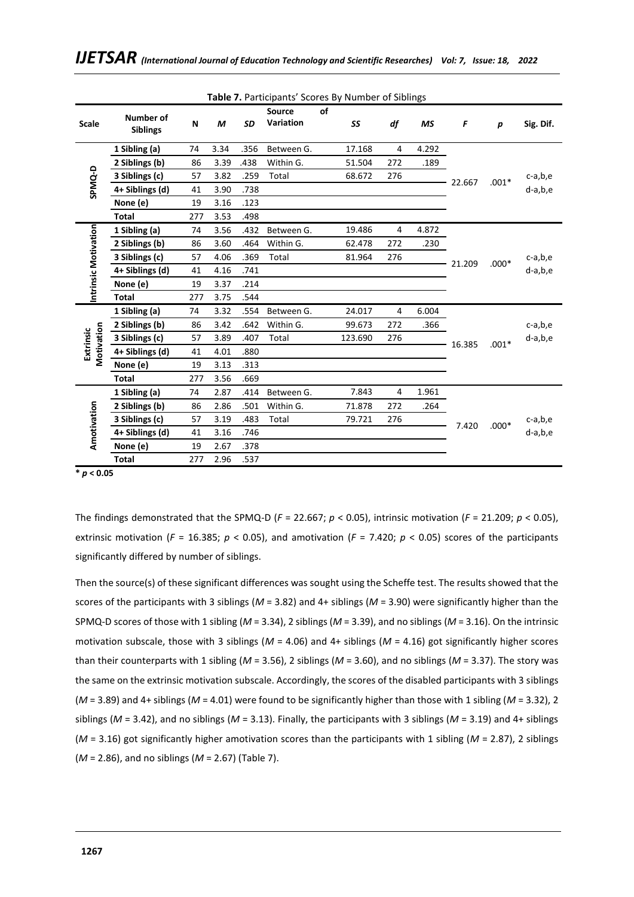**Table 7.** Participants' Scores By Number of Siblings

| Scale | Number of Siblings | N | *M* | *SD* | Source of Variation | *SS* | *df* | *MS* | *F* | *p* | Sig. Dif. |
|---|---|---|---|---|---|---|---|---|---|---|---|
| SPMQ-D | 1 Sibling (a) | 74 | 3.34 | .356 | Between G. | 17.168 | 4 | 4.292 | 22.667 | .001* | c-a,b,e d-a,b,e |
| | 2 Siblings (b) | 86 | 3.39 | .438 | Within G. | 51.504 | 272 | .189 | | | |
| | 3 Siblings (c) | 57 | 3.82 | .259 | Total | 68.672 | 276 | | | | |
| | 4+ Siblings (d) | 41 | 3.90 | .738 | | | | | | | |
| | None (e) | 19 | 3.16 | .123 | | | | | | | |
| | Total | 277 | 3.53 | .498 | | | | | | | |
| Intrinsic Motivation | 1 Sibling (a) | 74 | 3.56 | .432 | Between G. | 19.486 | 4 | 4.872 | 21.209 | .000* | c-a,b,e d-a,b,e |
| | 2 Siblings (b) | 86 | 3.60 | .464 | Within G. | 62.478 | 272 | .230 | | | |
| | 3 Siblings (c) | 57 | 4.06 | .369 | Total | 81.964 | 276 | | | | |
| | 4+ Siblings (d) | 41 | 4.16 | .741 | | | | | | | |
| | None (e) | 19 | 3.37 | .214 | | | | | | | |
| | Total | 277 | 3.75 | .544 | | | | | | | |
| Extrinsic Motivation | 1 Sibling (a) | 74 | 3.32 | .554 | Between G. | 24.017 | 4 | 6.004 | 16.385 | .001* | c-a,b,e d-a,b,e |
| | 2 Siblings (b) | 86 | 3.42 | .642 | Within G. | 99.673 | 272 | .366 | | | |
| | 3 Siblings (c) | 57 | 3.89 | .407 | Total | 123.690 | 276 | | | | |
| | 4+ Siblings (d) | 41 | 4.01 | .880 | | | | | | | |
| | None (e) | 19 | 3.13 | .313 | | | | | | | |
| | Total | 277 | 3.56 | .669 | | | | | | | |
| Amotivation | 1 Sibling (a) | 74 | 2.87 | .414 | Between G. | 7.843 | 4 | 1.961 | 7.420 | .000* | c-a,b,e d-a,b,e |
| | 2 Siblings (b) | 86 | 2.86 | .501 | Within G. | 71.878 | 272 | .264 | | | |
| | 3 Siblings (c) | 57 | 3.19 | .483 | Total | 79.721 | 276 | | | | |
| | 4+ Siblings (d) | 41 | 3.16 | .746 | | | | | | | |
| | None (e) | 19 | 2.67 | .378 | | | | | | | |
| | Total | 277 | 2.96 | .537 | | | | | | | |

**\* $p < 0.05$**

The findings demonstrated that the SPMQ-D ($F = 22.667$; $p < 0.05$), intrinsic motivation ($F = 21.209$; $p < 0.05$), extrinsic motivation ($F = 16.385$; $p < 0.05$), and amotivation ($F = 7.420$; $p < 0.05$) scores of the participants significantly differed by number of siblings.

Then the source(s) of these significant differences was sought using the Scheffe test. The results showed that the scores of the participants with 3 siblings ($M = 3.82$) and 4+ siblings ($M = 3.90$) were significantly higher than the SPMQ-D scores of those with 1 sibling ($M = 3.34$), 2 siblings ($M = 3.39$), and no siblings ($M = 3.16$). On the intrinsic motivation subscale, those with 3 siblings ($M = 4.06$) and 4+ siblings ($M = 4.16$) got significantly higher scores than their counterparts with 1 sibling ($M = 3.56$), 2 siblings ($M = 3.60$), and no siblings ($M = 3.37$). The story was the same on the extrinsic motivation subscale. Accordingly, the scores of the disabled participants with 3 siblings ($M = 3.89$) and 4+ siblings ($M = 4.01$) were found to be significantly higher than those with 1 sibling ($M = 3.32$), 2 siblings ($M = 3.42$), and no siblings ($M = 3.13$). Finally, the participants with 3 siblings ($M = 3.19$) and 4+ siblings ($M = 3.16$) got significantly higher amotivation scores than the participants with 1 sibling ($M = 2.87$), 2 siblings ($M = 2.86$), and no siblings ($M = 2.67$) (Table 7).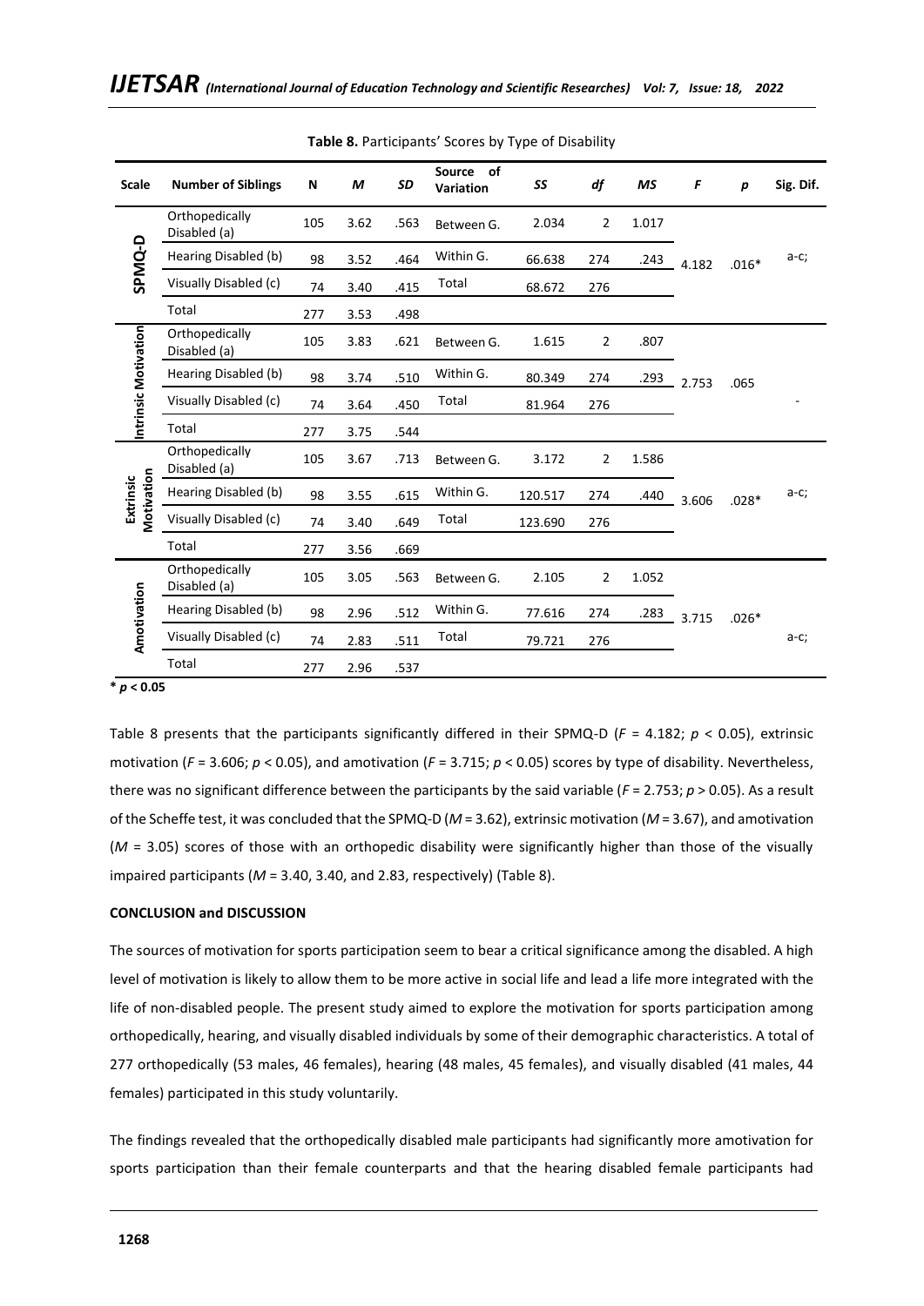**Table 8.** Participants' Scores by Type of Disability

| Scale | Number of Siblings | N | *M* | *SD* | Source of Variation | *SS* | *df* | *MS* | *F* | *p* | Sig. Dif. |
|---|---|---|---|---|---|---|---|---|---|---|---|
| SPMQ-D | Orthopedically Disabled (a) | 105 | 3.62 | .563 | Between G. | 2.034 | 2 | 1.017 | 4.182 | .016* | a-c; |
| | Hearing Disabled (b) | 98 | 3.52 | .464 | Within G. | 66.638 | 274 | .243 | | | |
| | Visually Disabled (c) | 74 | 3.40 | .415 | Total | 68.672 | 276 | | | | |
| | Total | 277 | 3.53 | .498 | | | | | | | |
| Intrinsic Motivation | Orthopedically Disabled (a) | 105 | 3.83 | .621 | Between G. | 1.615 | 2 | .807 | 2.753 | .065 | - |
| | Hearing Disabled (b) | 98 | 3.74 | .510 | Within G. | 80.349 | 274 | .293 | | | |
| | Visually Disabled (c) | 74 | 3.64 | .450 | Total | 81.964 | 276 | | | | |
| | Total | 277 | 3.75 | .544 | | | | | | | |
| Extrinsic Motivation | Orthopedically Disabled (a) | 105 | 3.67 | .713 | Between G. | 3.172 | 2 | 1.586 | 3.606 | .028* | a-c; |
| | Hearing Disabled (b) | 98 | 3.55 | .615 | Within G. | 120.517 | 274 | .440 | | | |
| | Visually Disabled (c) | 74 | 3.40 | .649 | Total | 123.690 | 276 | | | | |
| | Total | 277 | 3.56 | .669 | | | | | | | |
| Amotivation | Orthopedically Disabled (a) | 105 | 3.05 | .563 | Between G. | 2.105 | 2 | 1.052 | 3.715 | .026* | a-c; |
| | Hearing Disabled (b) | 98 | 2.96 | .512 | Within G. | 77.616 | 274 | .283 | | | |
| | Visually Disabled (c) | 74 | 2.83 | .511 | Total | 79.721 | 276 | | | | |
| | Total | 277 | 2.96 | .537 | | | | | | | |

**\* $p < 0.05$**

Table 8 presents that the participants significantly differed in their SPMQ-D ($F = 4.182$; $p < 0.05$), extrinsic motivation ($F = 3.606$; $p < 0.05$), and amotivation ($F = 3.715$; $p < 0.05$) scores by type of disability. Nevertheless, there was no significant difference between the participants by the said variable ($F = 2.753$; $p > 0.05$). As a result of the Scheffe test, it was concluded that the SPMQ-D ($M = 3.62$), extrinsic motivation ($M = 3.67$), and amotivation ($M = 3.05$) scores of those with an orthopedic disability were significantly higher than those of the visually impaired participants ($M$ = 3.40, 3.40, and 2.83, respectively) (Table 8).

## CONCLUSION and DISCUSSION

The sources of motivation for sports participation seem to bear a critical significance among the disabled. A high level of motivation is likely to allow them to be more active in social life and lead a life more integrated with the life of non-disabled people. The present study aimed to explore the motivation for sports participation among orthopedically, hearing, and visually disabled individuals by some of their demographic characteristics. A total of 277 orthopedically (53 males, 46 females), hearing (48 males, 45 females), and visually disabled (41 males, 44 females) participated in this study voluntarily.

The findings revealed that the orthopedically disabled male participants had significantly more amotivation for sports participation than their female counterparts and that the hearing disabled female participants had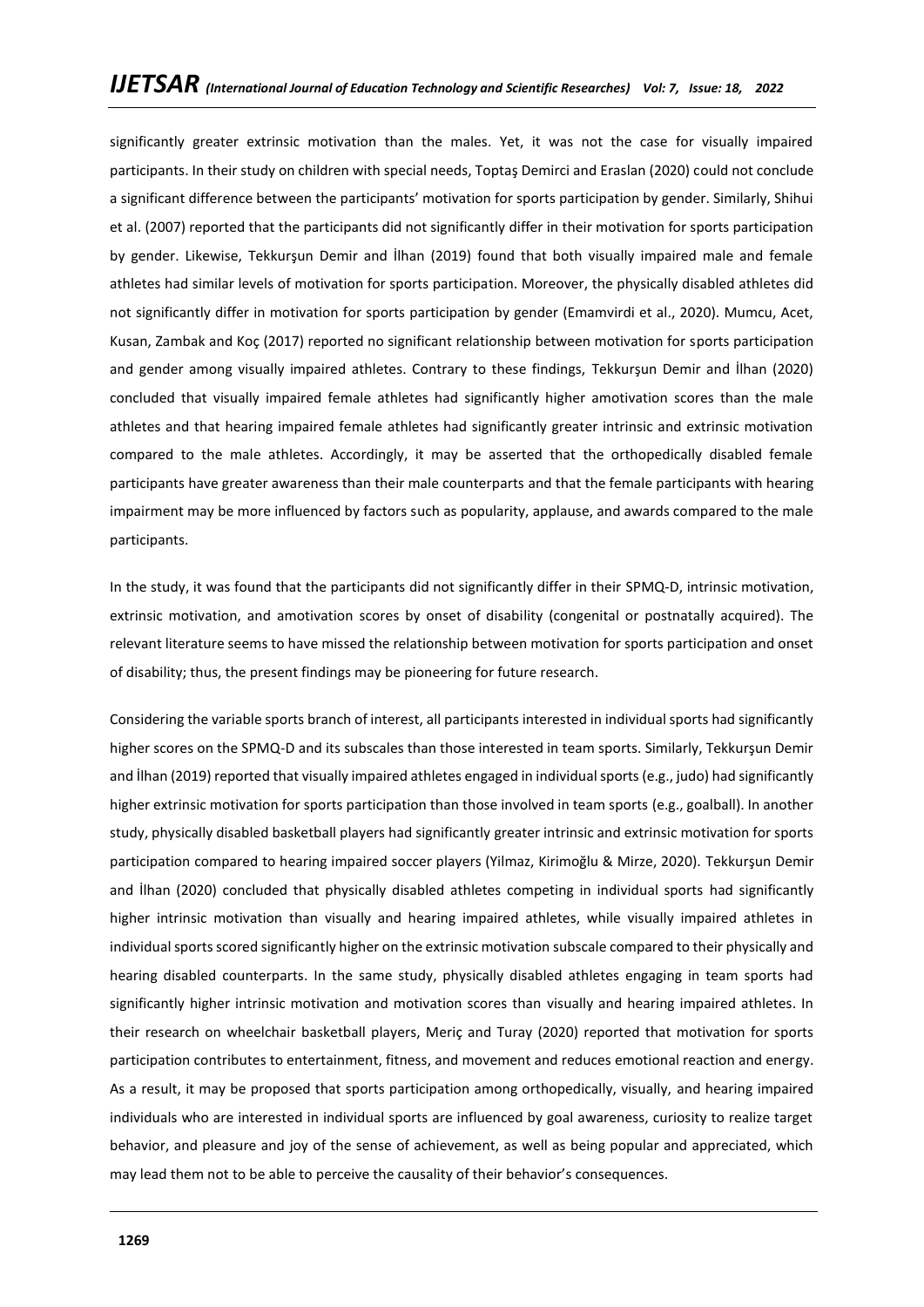significantly greater extrinsic motivation than the males. Yet, it was not the case for visually impaired participants. In their study on children with special needs, Toptaş Demirci and Eraslan (2020) could not conclude a significant difference between the participants' motivation for sports participation by gender. Similarly, Shihui et al. (2007) reported that the participants did not significantly differ in their motivation for sports participation by gender. Likewise, Tekkurşun Demir and İlhan (2019) found that both visually impaired male and female athletes had similar levels of motivation for sports participation. Moreover, the physically disabled athletes did not significantly differ in motivation for sports participation by gender (Emamvirdi et al., 2020). Mumcu, Acet, Kusan, Zambak and Koç (2017) reported no significant relationship between motivation for sports participation and gender among visually impaired athletes. Contrary to these findings, Tekkurşun Demir and İlhan (2020) concluded that visually impaired female athletes had significantly higher amotivation scores than the male athletes and that hearing impaired female athletes had significantly greater intrinsic and extrinsic motivation compared to the male athletes. Accordingly, it may be asserted that the orthopedically disabled female participants have greater awareness than their male counterparts and that the female participants with hearing impairment may be more influenced by factors such as popularity, applause, and awards compared to the male participants.

In the study, it was found that the participants did not significantly differ in their SPMQ-D, intrinsic motivation, extrinsic motivation, and amotivation scores by onset of disability (congenital or postnatally acquired). The relevant literature seems to have missed the relationship between motivation for sports participation and onset of disability; thus, the present findings may be pioneering for future research.

Considering the variable sports branch of interest, all participants interested in individual sports had significantly higher scores on the SPMQ-D and its subscales than those interested in team sports. Similarly, Tekkurşun Demir and İlhan (2019) reported that visually impaired athletes engaged in individual sports (e.g., judo) had significantly higher extrinsic motivation for sports participation than those involved in team sports (e.g., goalball). In another study, physically disabled basketball players had significantly greater intrinsic and extrinsic motivation for sports participation compared to hearing impaired soccer players (Yilmaz, Kirimoğlu & Mirze, 2020). Tekkurşun Demir and İlhan (2020) concluded that physically disabled athletes competing in individual sports had significantly higher intrinsic motivation than visually and hearing impaired athletes, while visually impaired athletes in individual sports scored significantly higher on the extrinsic motivation subscale compared to their physically and hearing disabled counterparts. In the same study, physically disabled athletes engaging in team sports had significantly higher intrinsic motivation and motivation scores than visually and hearing impaired athletes. In their research on wheelchair basketball players, Meriç and Turay (2020) reported that motivation for sports participation contributes to entertainment, fitness, and movement and reduces emotional reaction and energy. As a result, it may be proposed that sports participation among orthopedically, visually, and hearing impaired individuals who are interested in individual sports are influenced by goal awareness, curiosity to realize target behavior, and pleasure and joy of the sense of achievement, as well as being popular and appreciated, which may lead them not to be able to perceive the causality of their behavior's consequences.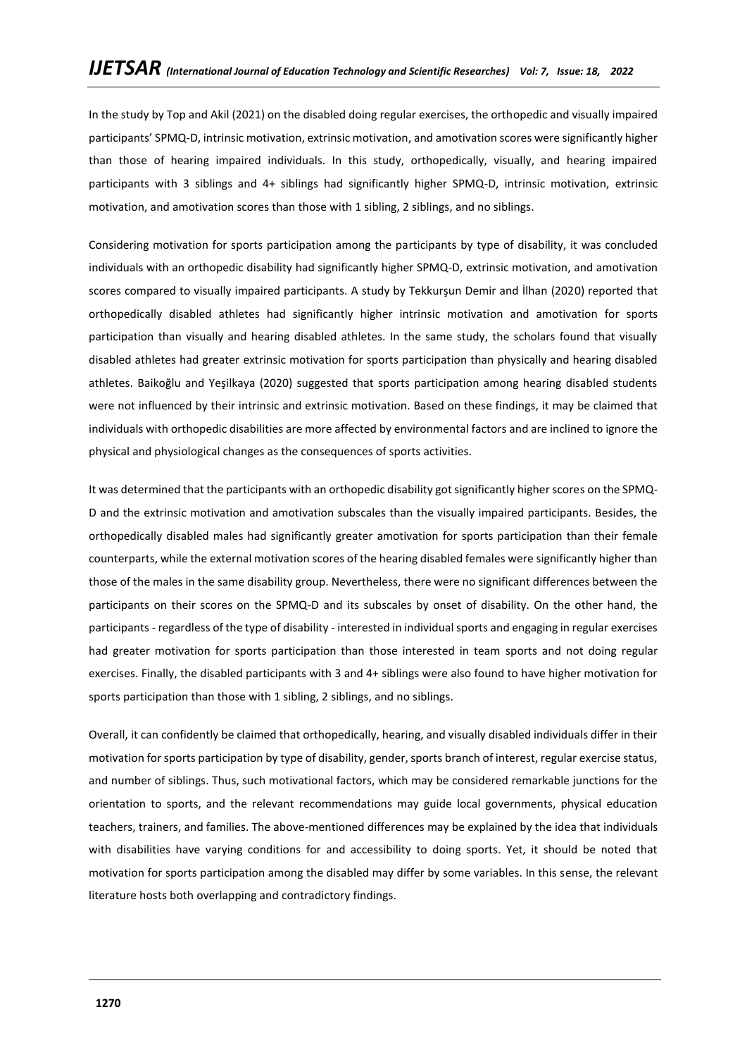In the study by Top and Akil (2021) on the disabled doing regular exercises, the orthopedic and visually impaired participants' SPMQ-D, intrinsic motivation, extrinsic motivation, and amotivation scores were significantly higher than those of hearing impaired individuals. In this study, orthopedically, visually, and hearing impaired participants with 3 siblings and 4+ siblings had significantly higher SPMQ-D, intrinsic motivation, extrinsic motivation, and amotivation scores than those with 1 sibling, 2 siblings, and no siblings.

Considering motivation for sports participation among the participants by type of disability, it was concluded individuals with an orthopedic disability had significantly higher SPMQ-D, extrinsic motivation, and amotivation scores compared to visually impaired participants. A study by Tekkurşun Demir and İlhan (2020) reported that orthopedically disabled athletes had significantly higher intrinsic motivation and amotivation for sports participation than visually and hearing disabled athletes. In the same study, the scholars found that visually disabled athletes had greater extrinsic motivation for sports participation than physically and hearing disabled athletes. Baikoğlu and Yeşilkaya (2020) suggested that sports participation among hearing disabled students were not influenced by their intrinsic and extrinsic motivation. Based on these findings, it may be claimed that individuals with orthopedic disabilities are more affected by environmental factors and are inclined to ignore the physical and physiological changes as the consequences of sports activities.

It was determined that the participants with an orthopedic disability got significantly higher scores on the SPMQ-D and the extrinsic motivation and amotivation subscales than the visually impaired participants. Besides, the orthopedically disabled males had significantly greater amotivation for sports participation than their female counterparts, while the external motivation scores of the hearing disabled females were significantly higher than those of the males in the same disability group. Nevertheless, there were no significant differences between the participants on their scores on the SPMQ-D and its subscales by onset of disability. On the other hand, the participants - regardless of the type of disability - interested in individual sports and engaging in regular exercises had greater motivation for sports participation than those interested in team sports and not doing regular exercises. Finally, the disabled participants with 3 and 4+ siblings were also found to have higher motivation for sports participation than those with 1 sibling, 2 siblings, and no siblings.

Overall, it can confidently be claimed that orthopedically, hearing, and visually disabled individuals differ in their motivation for sports participation by type of disability, gender, sports branch of interest, regular exercise status, and number of siblings. Thus, such motivational factors, which may be considered remarkable junctions for the orientation to sports, and the relevant recommendations may guide local governments, physical education teachers, trainers, and families. The above-mentioned differences may be explained by the idea that individuals with disabilities have varying conditions for and accessibility to doing sports. Yet, it should be noted that motivation for sports participation among the disabled may differ by some variables. In this sense, the relevant literature hosts both overlapping and contradictory findings.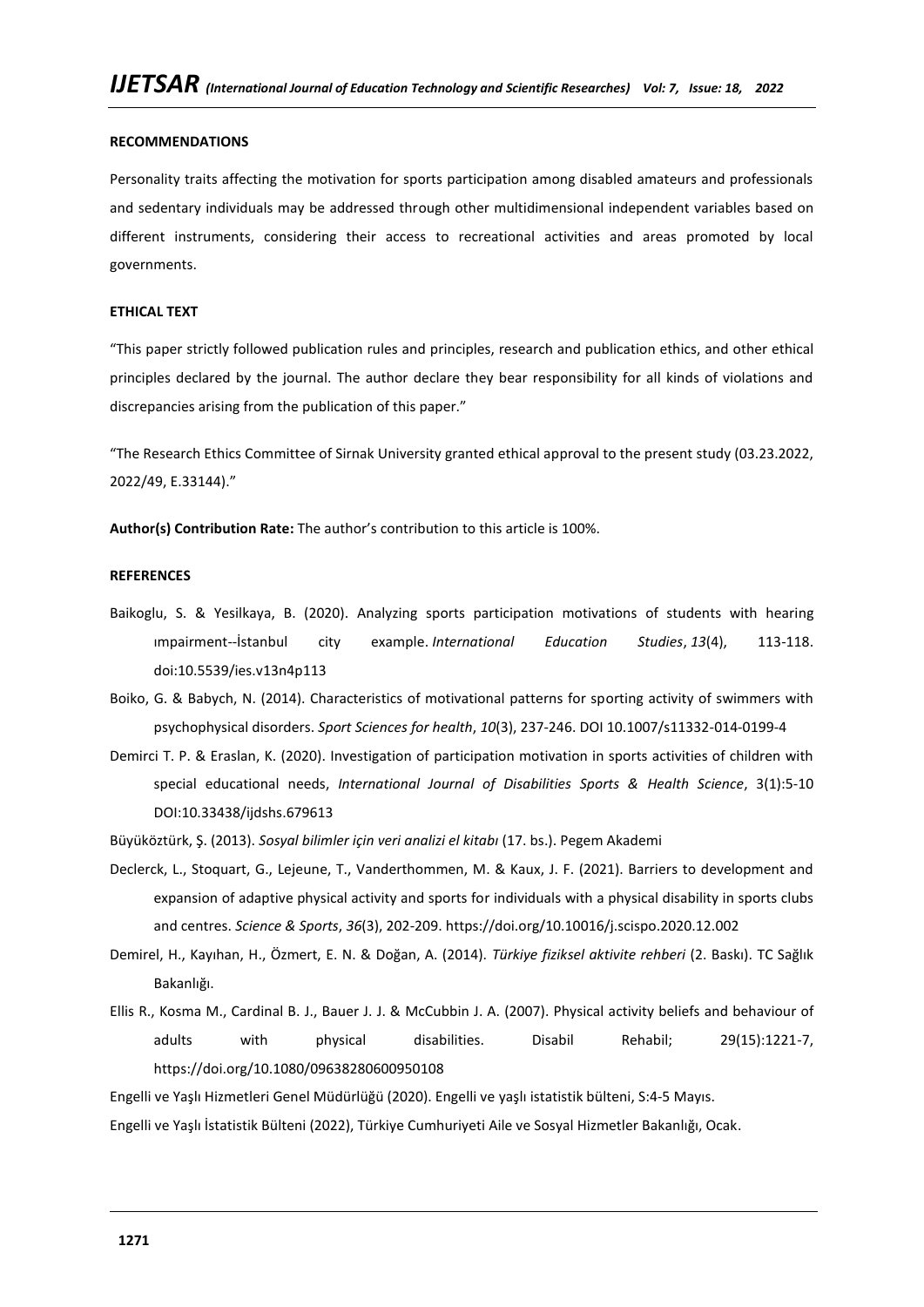**RECOMMENDATIONS**

Personality traits affecting the motivation for sports participation among disabled amateurs and professionals and sedentary individuals may be addressed through other multidimensional independent variables based on different instruments, considering their access to recreational activities and areas promoted by local governments.

**ETHICAL TEXT**

"This paper strictly followed publication rules and principles, research and publication ethics, and other ethical principles declared by the journal. The author declare they bear responsibility for all kinds of violations and discrepancies arising from the publication of this paper."

"The Research Ethics Committee of Sirnak University granted ethical approval to the present study (03.23.2022, 2022/49, E.33144)."

**Author(s) Contribution Rate:** The author's contribution to this article is 100%.

**REFERENCES**

Baikoglu, S. & Yesilkaya, B. (2020). Analyzing sports participation motivations of students with hearing ımpairment--İstanbul city example. *International Education Studies*, *13*(4), 113-118. doi:10.5539/ies.v13n4p113

Boiko, G. & Babych, N. (2014). Characteristics of motivational patterns for sporting activity of swimmers with psychophysical disorders. *Sport Sciences for health*, *10*(3), 237-246. DOI 10.1007/s11332-014-0199-4

Demirci T. P. & Eraslan, K. (2020). Investigation of participation motivation in sports activities of children with special educational needs, *International Journal of Disabilities Sports & Health Science*, 3(1):5-10 DOI:10.33438/ijdshs.679613

Büyüköztürk, Ş. (2013). *Sosyal bilimler için veri analizi el kitabı* (17. bs.). Pegem Akademi

Declerck, L., Stoquart, G., Lejeune, T., Vanderthommen, M. & Kaux, J. F. (2021). Barriers to development and expansion of adaptive physical activity and sports for individuals with a physical disability in sports clubs and centres. *Science & Sports*, *36*(3), 202-209. https://doi.org/10.10016/j.scispo.2020.12.002

Demirel, H., Kayıhan, H., Özmert, E. N. & Doğan, A. (2014). *Türkiye fiziksel aktivite rehberi* (2. Baskı). TC Sağlık Bakanlığı.

Ellis R., Kosma M., Cardinal B. J., Bauer J. J. & McCubbin J. A. (2007). Physical activity beliefs and behaviour of adults with physical disabilities. Disabil Rehabil; 29(15):1221-7, https://doi.org/10.1080/09638280600950108

Engelli ve Yaşlı Hizmetleri Genel Müdürlüğü (2020). Engelli ve yaşlı istatistik bülteni, S:4-5 Mayıs.

Engelli ve Yaşlı İstatistik Bülteni (2022), Türkiye Cumhuriyeti Aile ve Sosyal Hizmetler Bakanlığı, Ocak.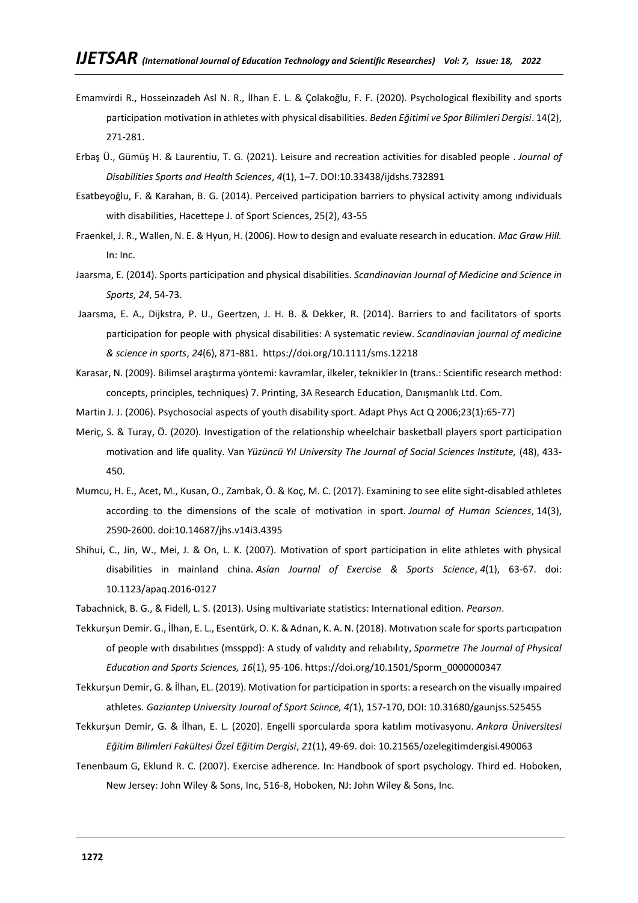Emamvirdi R., Hosseinzadeh Asl N. R., İlhan E. L. & Çolakoğlu, F. F. (2020). Psychological flexibility and sports participation motivation in athletes with physical disabilities. *Beden Eğitimi ve Spor Bilimleri Dergisi*. 14(2), 271-281.

Erbaş Ü., Gümüş H. & Laurentiu, T. G. (2021). Leisure and recreation activities for disabled people . *Journal of Disabilities Sports and Health Sciences*, *4*(1), 1–7. DOI:10.33438/ijdshs.732891

Esatbeyoğlu, F. & Karahan, B. G. (2014). Perceived participation barriers to physical activity among ındividuals with disabilities, Hacettepe J. of Sport Sciences, 25(2), 43-55

Fraenkel, J. R., Wallen, N. E. & Hyun, H. (2006). How to design and evaluate research in education. *Mac Graw Hill.* In: Inc.

Jaarsma, E. (2014). Sports participation and physical disabilities. *Scandinavian Journal of Medicine and Science in Sports*, *24*, 54-73.

Jaarsma, E. A., Dijkstra, P. U., Geertzen, J. H. B. & Dekker, R. (2014). Barriers to and facilitators of sports participation for people with physical disabilities: A systematic review. *Scandinavian journal of medicine & science in sports*, *24*(6), 871-881. https://doi.org/10.1111/sms.12218

Karasar, N. (2009). Bilimsel araştırma yöntemi: kavramlar, ilkeler, teknikler In (trans.: Scientific research method: concepts, principles, techniques) 7. Printing, 3A Research Education, Danışmanlık Ltd. Com.

Martin J. J. (2006). Psychosocial aspects of youth disability sport. Adapt Phys Act Q 2006;23(1):65-77)

Meriç, S. & Turay, Ö. (2020). Investigation of the relationship wheelchair basketball players sport participation motivation and life quality. Van *Yüzüncü Yıl University The Journal of Social Sciences Institute,* (48), 433-450.

Mumcu, H. E., Acet, M., Kusan, O., Zambak, Ö. & Koç, M. C. (2017). Examining to see elite sight-disabled athletes according to the dimensions of the scale of motivation in sport. *Journal of Human Sciences*, 14(3), 2590-2600. doi:10.14687/jhs.v14i3.4395

Shihui, C., Jin, W., Mei, J. & On, L. K. (2007). Motivation of sport participation in elite athletes with physical disabilities in mainland china. *Asian Journal of Exercise & Sports Science*, *4*(1), 63-67. doi: 10.1123/apaq.2016-0127

Tabachnick, B. G., & Fidell, L. S. (2013). Using multivariate statistics: International edition. *Pearson*.

Tekkurşun Demir. G., İlhan, E. L., Esentürk, O. K. & Adnan, K. A. N. (2018). Motıvatıon scale for sports partıcıpatıon of people wıth dısabılıtıes (mssppd): A study of valıdıty and relıabılıty, *Spormetre The Journal of Physical Education and Sports Sciences, 16*(1), 95-106. https://doi.org/10.1501/Sporm_0000000347

Tekkurşun Demir, G. & İlhan, EL. (2019). Motivation for participation in sports: a research on the visually ımpaired athletes. *Gaziantep University Journal of Sport Sciınce, 4(*1), 157-170, DOI: 10.31680/gaunjss.525455

Tekkurşun Demir, G. & İlhan, E. L. (2020). Engelli sporcularda spora katılım motivasyonu. *Ankara Üniversitesi Eğitim Bilimleri Fakültesi Özel Eğitim Dergisi*, *21*(1), 49-69. doi: 10.21565/ozelegitimdergisi.490063

Tenenbaum G, Eklund R. C. (2007). Exercise adherence. In: Handbook of sport psychology. Third ed. Hoboken, New Jersey: John Wiley & Sons, Inc, 516-8, Hoboken, NJ: John Wiley & Sons, Inc.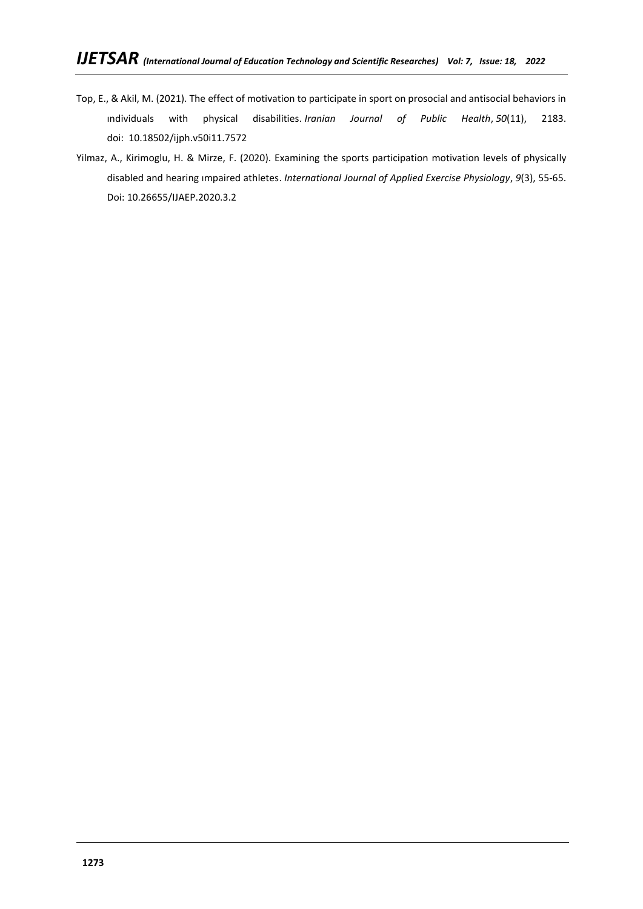Top, E., & Akil, M. (2021). The effect of motivation to participate in sport on prosocial and antisocial behaviors in ındividuals with physical disabilities. *Iranian Journal of Public Health*, *50*(11), 2183. doi: 10.18502/ijph.v50i11.7572

Yilmaz, A., Kirimoglu, H. & Mirze, F. (2020). Examining the sports participation motivation levels of physically disabled and hearing ımpaired athletes. *International Journal of Applied Exercise Physiology*, *9*(3), 55-65. Doi: 10.26655/IJAEP.2020.3.2